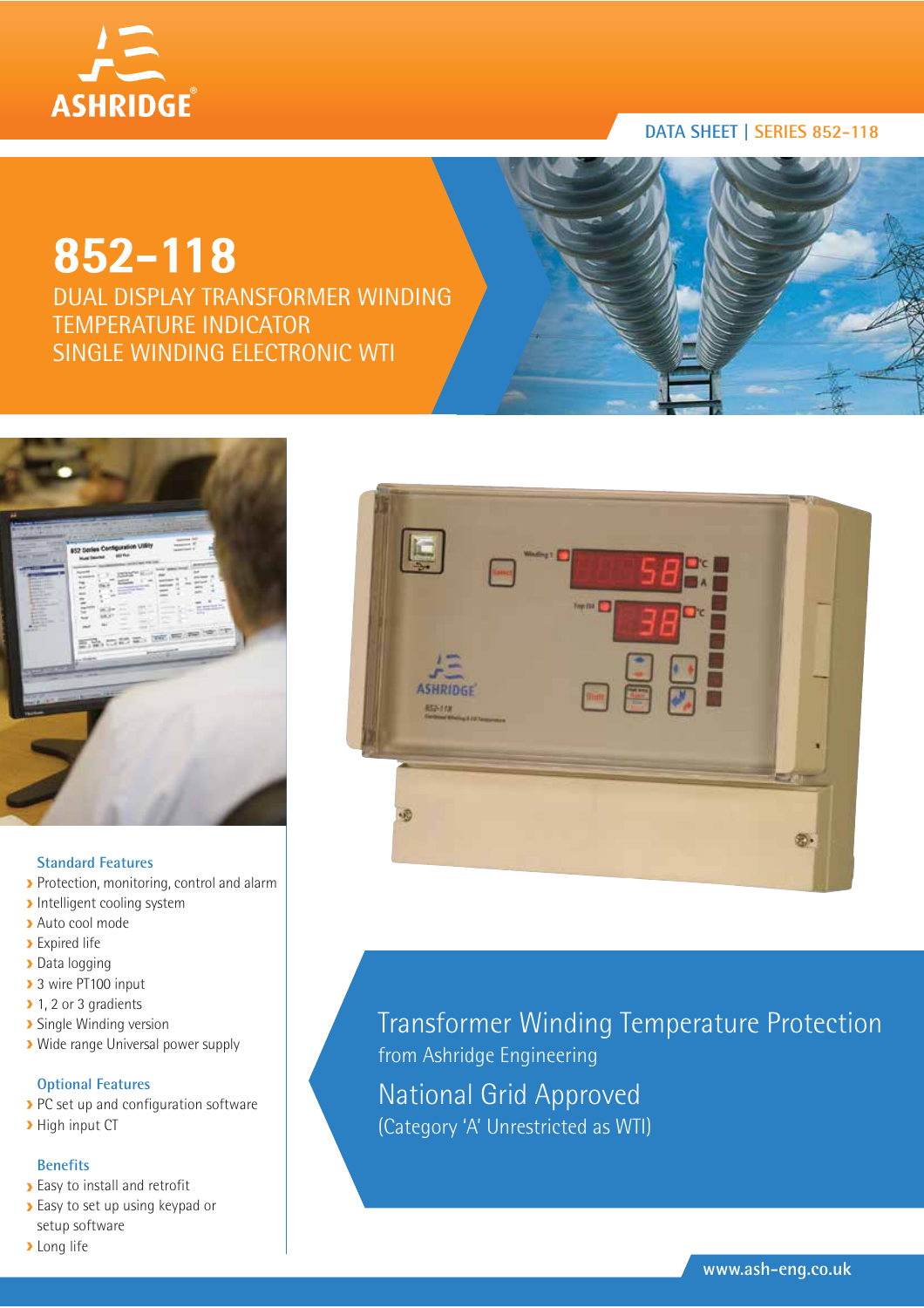ASHRIDGE®

DATA SHEET | SERIES 852-118

# 852-118

## DUAL DISPLAY TRANSFORMER WINDING TEMPERATURE INDICATOR SINGLE WINDING ELECTRONIC WTI

### Standard Features

- Protection, monitoring, control and alarm
- Intelligent cooling system
- Auto cool mode
- Expired life
- Data logging
- 3 wire PT100 input
- 1, 2 or 3 gradients
- Single Winding version
- Wide range Universal power supply

### Optional Features

- PC set up and configuration software
- High input CT

### Benefits

- Easy to install and retrofit
- Easy to set up using keypad or setup software
- Long life

## Transformer Winding Temperature Protection

from Ashridge Engineering

## National Grid Approved

(Category 'A' Unrestricted as WTI)

www.ash-eng.co.uk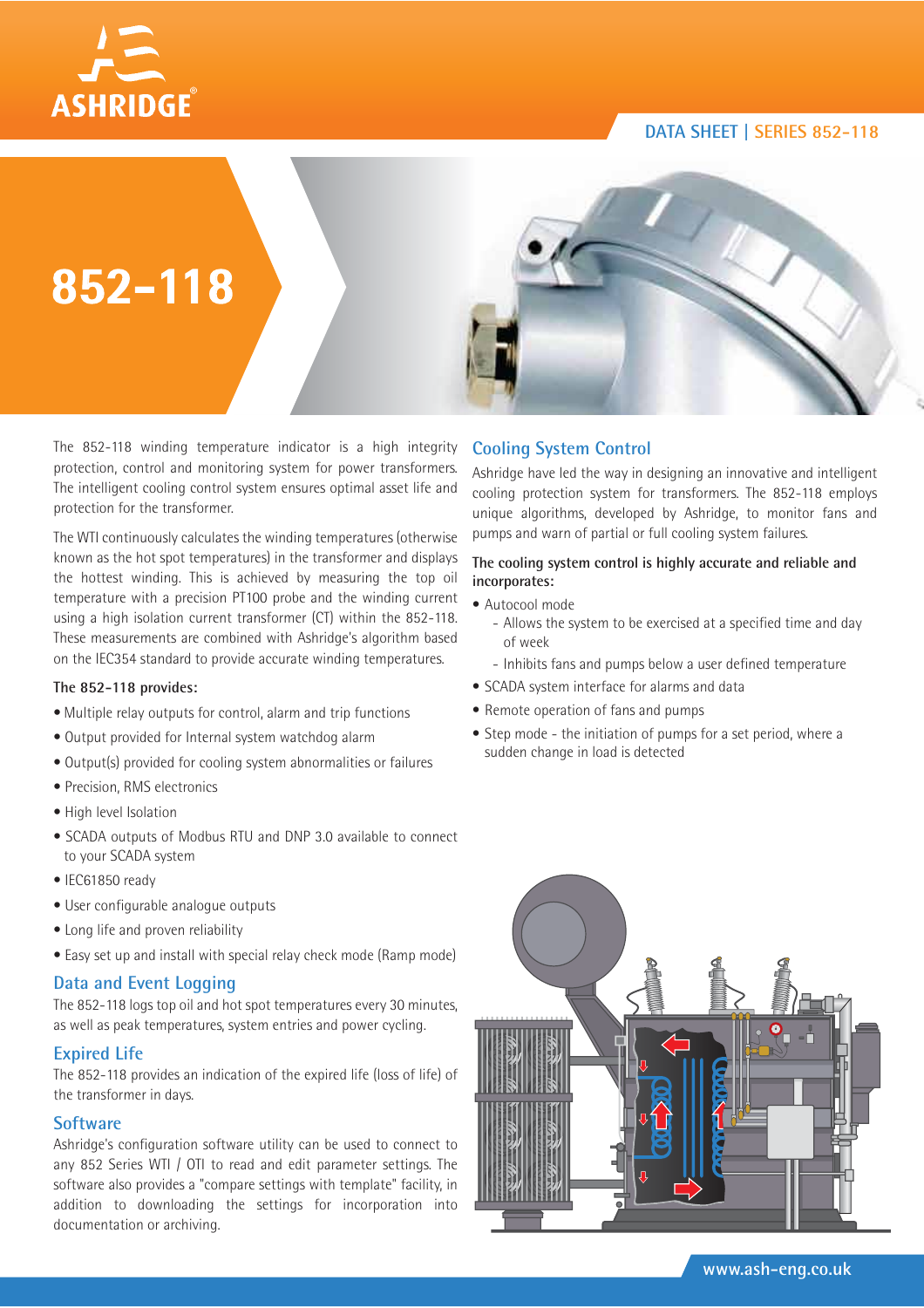# 852-118

The 852-118 winding temperature indicator is a high integrity protection, control and monitoring system for power transformers. The intelligent cooling control system ensures optimal asset life and protection for the transformer.

The WTI continuously calculates the winding temperatures (otherwise known as the hot spot temperatures) in the transformer and displays the hottest winding. This is achieved by measuring the top oil temperature with a precision PT100 probe and the winding current using a high isolation current transformer (CT) within the 852-118. These measurements are combined with Ashridge's algorithm based on the IEC354 standard to provide accurate winding temperatures.

**The 852-118 provides:**

- Multiple relay outputs for control, alarm and trip functions
- Output provided for Internal system watchdog alarm
- Output(s) provided for cooling system abnormalities or failures
- Precision, RMS electronics
- High level Isolation
- SCADA outputs of Modbus RTU and DNP 3.0 available to connect to your SCADA system
- IEC61850 ready
- User configurable analogue outputs
- Long life and proven reliability
- Easy set up and install with special relay check mode (Ramp mode)

## Data and Event Logging

The 852-118 logs top oil and hot spot temperatures every 30 minutes, as well as peak temperatures, system entries and power cycling.

## Expired Life

The 852-118 provides an indication of the expired life (loss of life) of the transformer in days.

## Software

Ashridge's configuration software utility can be used to connect to any 852 Series WTI / OTI to read and edit parameter settings. The software also provides a "compare settings with template" facility, in addition to downloading the settings for incorporation into documentation or archiving.

## Cooling System Control

Ashridge have led the way in designing an innovative and intelligent cooling protection system for transformers. The 852-118 employs unique algorithms, developed by Ashridge, to monitor fans and pumps and warn of partial or full cooling system failures.

**The cooling system control is highly accurate and reliable and incorporates:**

- Autocool mode
  - Allows the system to be exercised at a specified time and day of week
  - Inhibits fans and pumps below a user defined temperature
- SCADA system interface for alarms and data
- Remote operation of fans and pumps
- Step mode - the initiation of pumps for a set period, where a sudden change in load is detected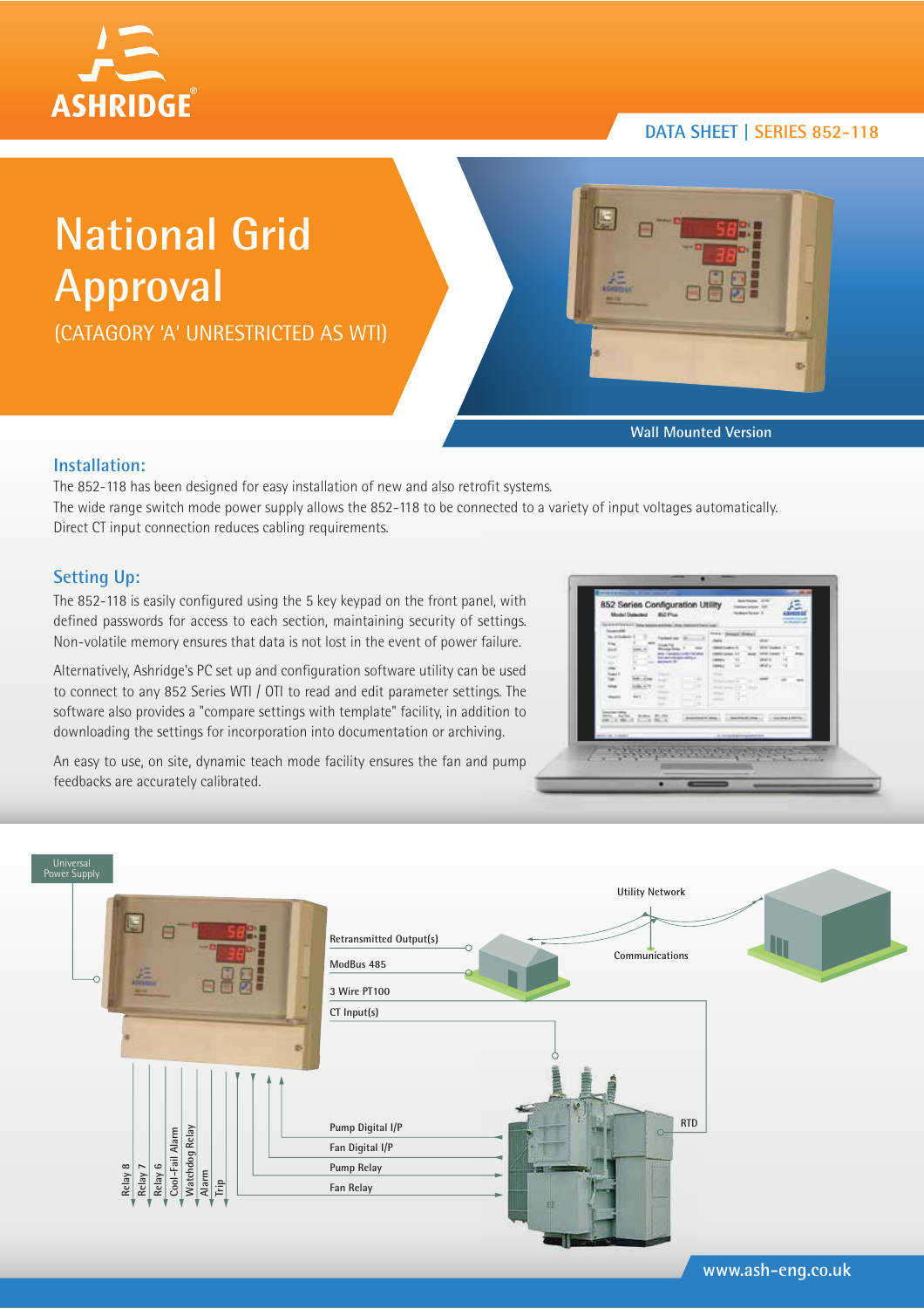DATA SHEET | SERIES 852-118

# National Grid Approval

(CATAGORY 'A' UNRESTRICTED AS WTI)

Wall Mounted Version

## Installation:

The 852-118 has been designed for easy installation of new and also retrofit systems.
The wide range switch mode power supply allows the 852-118 to be connected to a variety of input voltages automatically.
Direct CT input connection reduces cabling requirements.

## Setting Up:

The 852-118 is easily configured using the 5 key keypad on the front panel, with defined passwords for access to each section, maintaining security of settings. Non-volatile memory ensures that data is not lost in the event of power failure.

Alternatively, Ashridge's PC set up and configuration software utility can be used to connect to any 852 Series WTI / OTI to read and edit parameter settings. The software also provides a "compare settings with template" facility, in addition to downloading the settings for incorporation into documentation or archiving.

An easy to use, on site, dynamic teach mode facility ensures the fan and pump feedbacks are accurately calibrated.

Universal Power Supply

Retransmitted Output(s)

ModBus 485

3 Wire PT100

CT Input(s)

Utility Network

Communications

RTD

Pump Digital I/P

Fan Digital I/P

Pump Relay

Fan Relay

Relay 8

Relay 7

Relay 6

Cool-Fail Alarm

Watchdog Relay

Alarm

Trip

www.ash-eng.co.uk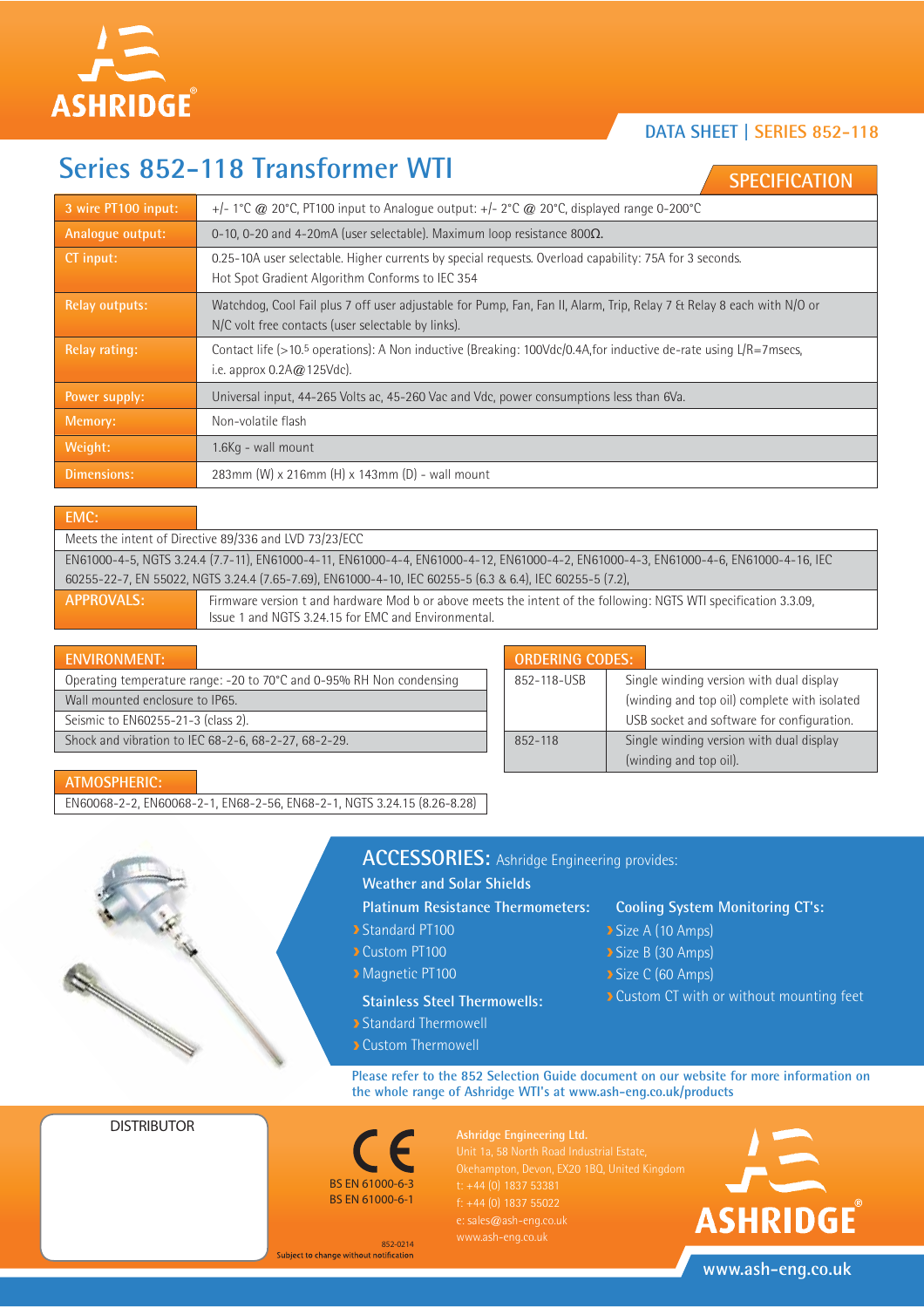DATA SHEET | SERIES 852-118

# Series 852-118 Transformer WTI

## SPECIFICATION

| | |
|---|---|
| 3 wire PT100 input: | +/- 1°C @ 20°C, PT100 input to Analogue output: +/- 2°C @ 20°C, displayed range 0-200°C |
| Analogue output: | 0-10, 0-20 and 4-20mA (user selectable). Maximum loop resistance 800Ω. |
| CT input: | 0.25-10A user selectable. Higher currents by special requests. Overload capability: 75A for 3 seconds. Hot Spot Gradient Algorithm Conforms to IEC 354 |
| Relay outputs: | Watchdog, Cool Fail plus 7 off user adjustable for Pump, Fan, Fan II, Alarm, Trip, Relay 7 & Relay 8 each with N/O or N/C volt free contacts (user selectable by links). |
| Relay rating: | Contact life (>$10^5$ operations): A Non inductive (Breaking: 100Vdc/0.4A,for inductive de-rate using L/R=7msecs, i.e. approx 0.2A@125Vdc). |
| Power supply: | Universal input, 44-265 Volts ac, 45-260 Vac and Vdc, power consumptions less than 6Va. |
| Memory: | Non-volatile flash |
| Weight: | 1.6Kg - wall mount |
| Dimensions: | 283mm (W) x 216mm (H) x 143mm (D) - wall mount |

### EMC:

Meets the intent of Directive 89/336 and LVD 73/23/ECC

EN61000-4-5, NGTS 3.24.4 (7.7-11), EN61000-4-11, EN61000-4-4, EN61000-4-12, EN61000-4-2, EN61000-4-3, EN61000-4-6, EN61000-4-16, IEC 60255-22-7, EN 55022, NGTS 3.24.4 (7.65-7.69), EN61000-4-10, IEC 60255-5 (6.3 & 6.4), IEC 60255-5 (7.2),

**APPROVALS:** Firmware version t and hardware Mod b or above meets the intent of the following: NGTS WTI specification 3.3.09, Issue 1 and NGTS 3.24.15 for EMC and Environmental.

### ENVIRONMENT:

- Operating temperature range: -20 to 70°C and 0-95% RH Non condensing
- Wall mounted enclosure to IP65.
- Seismic to EN60255-21-3 (class 2).
- Shock and vibration to IEC 68-2-6, 68-2-27, 68-2-29.

### ATMOSPHERIC:

EN60068-2-2, EN60068-2-1, EN68-2-56, EN68-2-1, NGTS 3.24.15 (8.26-8.28)

### ORDERING CODES:

| | |
|---|---|
| 852-118-USB | Single winding version with dual display (winding and top oil) complete with isolated USB socket and software for configuration. |
| 852-118 | Single winding version with dual display (winding and top oil). |

## ACCESSORIES: Ashridge Engineering provides:

**Weather and Solar Shields**

**Platinum Resistance Thermometers:**
- Standard PT100
- Custom PT100
- Magnetic PT100

**Stainless Steel Thermowells:**
- Standard Thermowell
- Custom Thermowell

**Cooling System Monitoring CT's:**
- Size A (10 Amps)
- Size B (30 Amps)
- Size C (60 Amps)
- Custom CT with or without mounting feet

**Please refer to the 852 Selection Guide document on our website for more information on the whole range of Ashridge WTI's at www.ash-eng.co.uk/products**

DISTRIBUTOR

BS EN 61000-6-3
BS EN 61000-6-1

852-0214
Subject to change without notification

**Ashridge Engineering Ltd.**
Unit 1a, 58 North Road Industrial Estate,
Okehampton, Devon, EX20 1BQ, United Kingdom
t: +44 (0) 1837 53381
f: +44 (0) 1837 55022
e: sales@ash-eng.co.uk
www.ash-eng.co.uk

ASHRIDGE®

www.ash-eng.co.uk